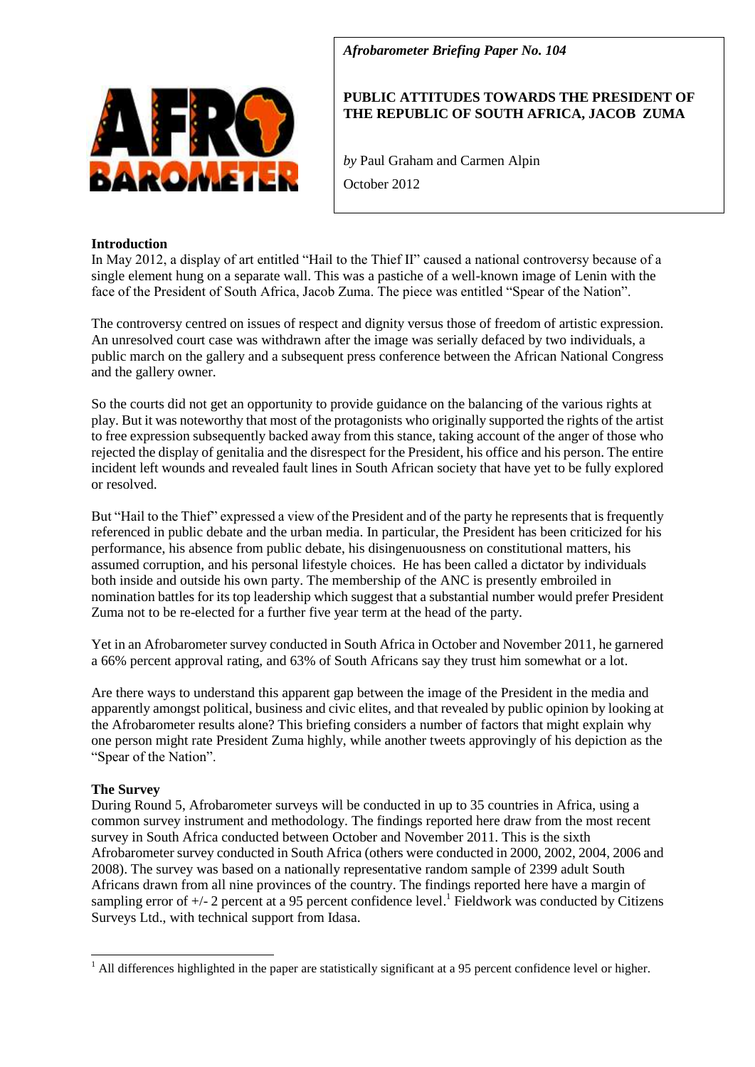*Afrobarometer Briefing Paper No. 104*

**PUBLIC ATTITUDES TOWARDS THE PRESIDENT OF THE REPUBLIC OF SOUTH AFRICA, JACOB ZUMA**

*by* Paul Graham and Carmen Alpin

October 2012

## Introduction

In May 2012, a display of art entitled "Hail to the Thief II" caused a national controversy because of a single element hung on a separate wall. This was a pastiche of a well-known image of Lenin with the face of the President of South Africa, Jacob Zuma. The piece was entitled "Spear of the Nation".

The controversy centred on issues of respect and dignity versus those of freedom of artistic expression. An unresolved court case was withdrawn after the image was serially defaced by two individuals, a public march on the gallery and a subsequent press conference between the African National Congress and the gallery owner.

So the courts did not get an opportunity to provide guidance on the balancing of the various rights at play. But it was noteworthy that most of the protagonists who originally supported the rights of the artist to free expression subsequently backed away from this stance, taking account of the anger of those who rejected the display of genitalia and the disrespect for the President, his office and his person. The entire incident left wounds and revealed fault lines in South African society that have yet to be fully explored or resolved.

But "Hail to the Thief" expressed a view of the President and of the party he represents that is frequently referenced in public debate and the urban media. In particular, the President has been criticized for his performance, his absence from public debate, his disingenuousness on constitutional matters, his assumed corruption, and his personal lifestyle choices. He has been called a dictator by individuals both inside and outside his own party. The membership of the ANC is presently embroiled in nomination battles for its top leadership which suggest that a substantial number would prefer President Zuma not to be re-elected for a further five year term at the head of the party.

Yet in an Afrobarometer survey conducted in South Africa in October and November 2011, he garnered a 66% percent approval rating, and 63% of South Africans say they trust him somewhat or a lot.

Are there ways to understand this apparent gap between the image of the President in the media and apparently amongst political, business and civic elites, and that revealed by public opinion by looking at the Afrobarometer results alone? This briefing considers a number of factors that might explain why one person might rate President Zuma highly, while another tweets approvingly of his depiction as the "Spear of the Nation".

## The Survey

During Round 5, Afrobarometer surveys will be conducted in up to 35 countries in Africa, using a common survey instrument and methodology. The findings reported here draw from the most recent survey in South Africa conducted between October and November 2011. This is the sixth Afrobarometer survey conducted in South Africa (others were conducted in 2000, 2002, 2004, 2006 and 2008). The survey was based on a nationally representative random sample of 2399 adult South Africans drawn from all nine provinces of the country. The findings reported here have a margin of sampling error of +/- 2 percent at a 95 percent confidence level.[1] Fieldwork was conducted by Citizens Surveys Ltd., with technical support from Idasa.

[1] All differences highlighted in the paper are statistically significant at a 95 percent confidence level or higher.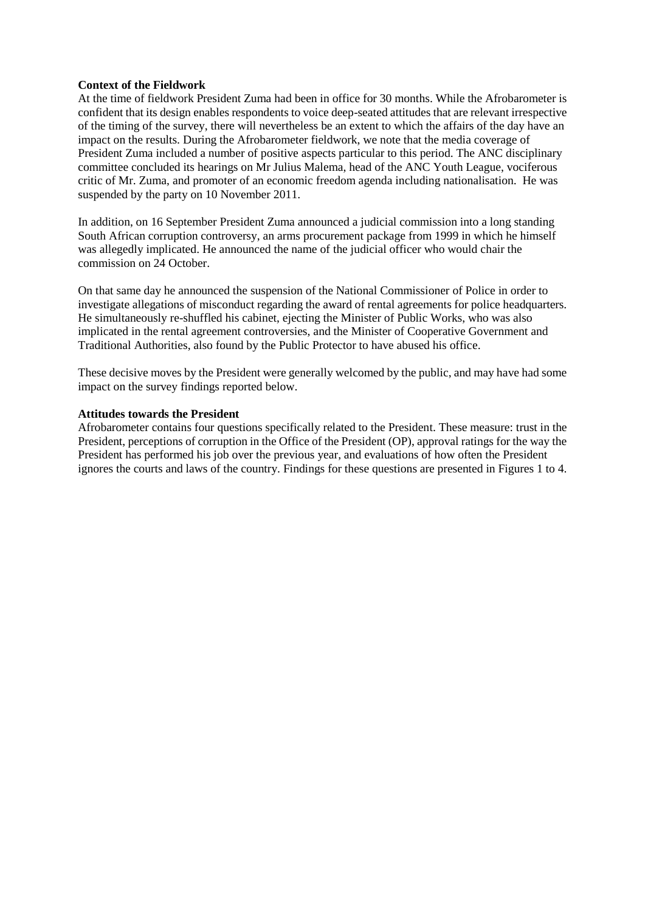**Context of the Fieldwork**

At the time of fieldwork President Zuma had been in office for 30 months. While the Afrobarometer is confident that its design enables respondents to voice deep-seated attitudes that are relevant irrespective of the timing of the survey, there will nevertheless be an extent to which the affairs of the day have an impact on the results. During the Afrobarometer fieldwork, we note that the media coverage of President Zuma included a number of positive aspects particular to this period. The ANC disciplinary committee concluded its hearings on Mr Julius Malema, head of the ANC Youth League, vociferous critic of Mr. Zuma, and promoter of an economic freedom agenda including nationalisation. He was suspended by the party on 10 November 2011.

In addition, on 16 September President Zuma announced a judicial commission into a long standing South African corruption controversy, an arms procurement package from 1999 in which he himself was allegedly implicated. He announced the name of the judicial officer who would chair the commission on 24 October.

On that same day he announced the suspension of the National Commissioner of Police in order to investigate allegations of misconduct regarding the award of rental agreements for police headquarters. He simultaneously re-shuffled his cabinet, ejecting the Minister of Public Works, who was also implicated in the rental agreement controversies, and the Minister of Cooperative Government and Traditional Authorities, also found by the Public Protector to have abused his office.

These decisive moves by the President were generally welcomed by the public, and may have had some impact on the survey findings reported below.

**Attitudes towards the President**

Afrobarometer contains four questions specifically related to the President. These measure: trust in the President, perceptions of corruption in the Office of the President (OP), approval ratings for the way the President has performed his job over the previous year, and evaluations of how often the President ignores the courts and laws of the country. Findings for these questions are presented in Figures 1 to 4.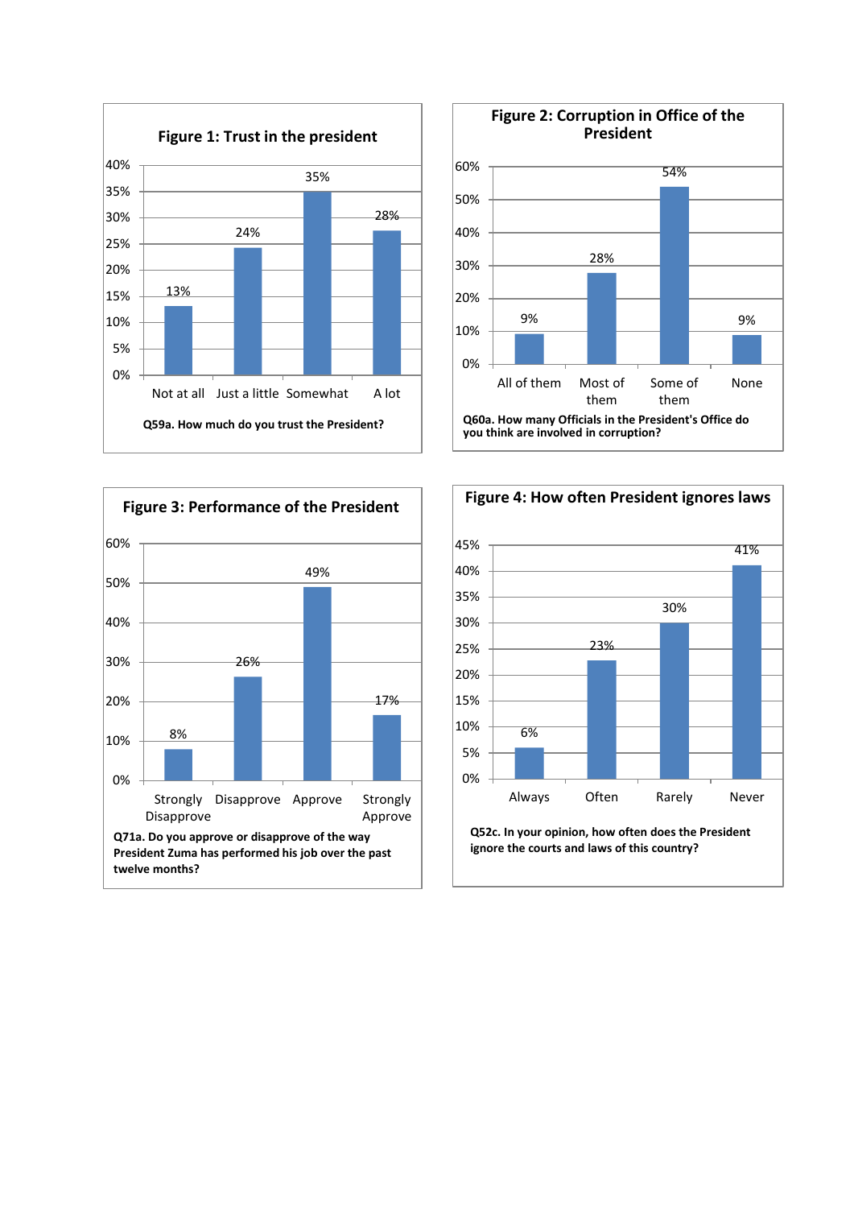**Figure 1: Trust in the president**

| Not at all | Just a little | Somewhat | A lot |
|---|---|---|---|
| 13% | 24% | 35% | 28% |

**Q59a. How much do you trust the President?**

**Figure 2: Corruption in Office of the President**

| All of them | Most of them | Some of them | None |
|---|---|---|---|
| 9% | 28% | 54% | 9% |

**Q60a. How many Officials in the President's Office do you think are involved in corruption?**

**Figure 3: Performance of the President**

| Strongly Disapprove | Disapprove | Approve | Strongly Approve |
|---|---|---|---|
| 8% | 26% | 49% | 17% |

**Q71a. Do you approve or disapprove of the way President Zuma has performed his job over the past twelve months?**

**Figure 4: How often President ignores laws**

| Always | Often | Rarely | Never |
|---|---|---|---|
| 6% | 23% | 30% | 41% |

**Q52c. In your opinion, how often does the President ignore the courts and laws of this country?**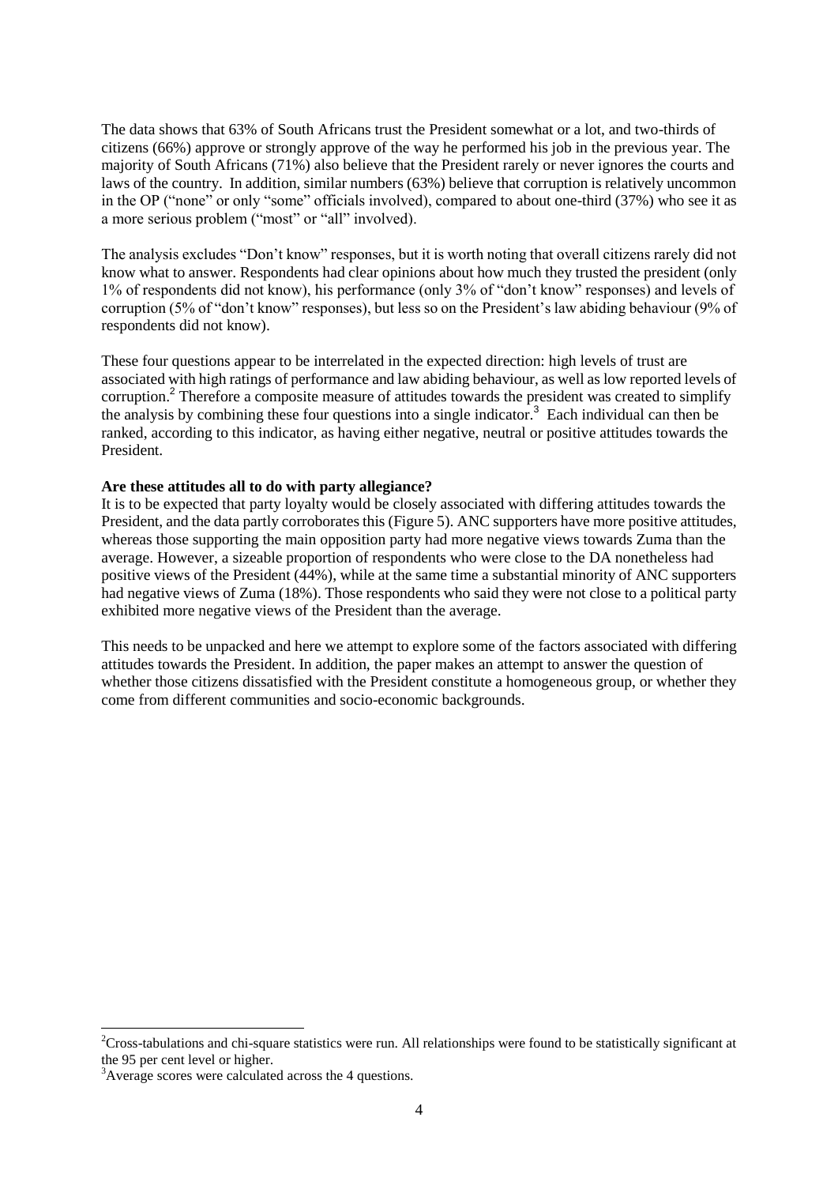The data shows that 63% of South Africans trust the President somewhat or a lot, and two-thirds of citizens (66%) approve or strongly approve of the way he performed his job in the previous year. The majority of South Africans (71%) also believe that the President rarely or never ignores the courts and laws of the country. In addition, similar numbers (63%) believe that corruption is relatively uncommon in the OP ("none" or only "some" officials involved), compared to about one-third (37%) who see it as a more serious problem ("most" or "all" involved).

The analysis excludes "Don't know" responses, but it is worth noting that overall citizens rarely did not know what to answer. Respondents had clear opinions about how much they trusted the president (only 1% of respondents did not know), his performance (only 3% of "don't know" responses) and levels of corruption (5% of "don't know" responses), but less so on the President's law abiding behaviour (9% of respondents did not know).

These four questions appear to be interrelated in the expected direction: high levels of trust are associated with high ratings of performance and law abiding behaviour, as well as low reported levels of corruption.[2] Therefore a composite measure of attitudes towards the president was created to simplify the analysis by combining these four questions into a single indicator.[3] Each individual can then be ranked, according to this indicator, as having either negative, neutral or positive attitudes towards the President.

**Are these attitudes all to do with party allegiance?**

It is to be expected that party loyalty would be closely associated with differing attitudes towards the President, and the data partly corroborates this (Figure 5). ANC supporters have more positive attitudes, whereas those supporting the main opposition party had more negative views towards Zuma than the average. However, a sizeable proportion of respondents who were close to the DA nonetheless had positive views of the President (44%), while at the same time a substantial minority of ANC supporters had negative views of Zuma (18%). Those respondents who said they were not close to a political party exhibited more negative views of the President than the average.

This needs to be unpacked and here we attempt to explore some of the factors associated with differing attitudes towards the President. In addition, the paper makes an attempt to answer the question of whether those citizens dissatisfied with the President constitute a homogeneous group, or whether they come from different communities and socio-economic backgrounds.

---

[2] Cross-tabulations and chi-square statistics were run. All relationships were found to be statistically significant at the 95 per cent level or higher.

[3] Average scores were calculated across the 4 questions.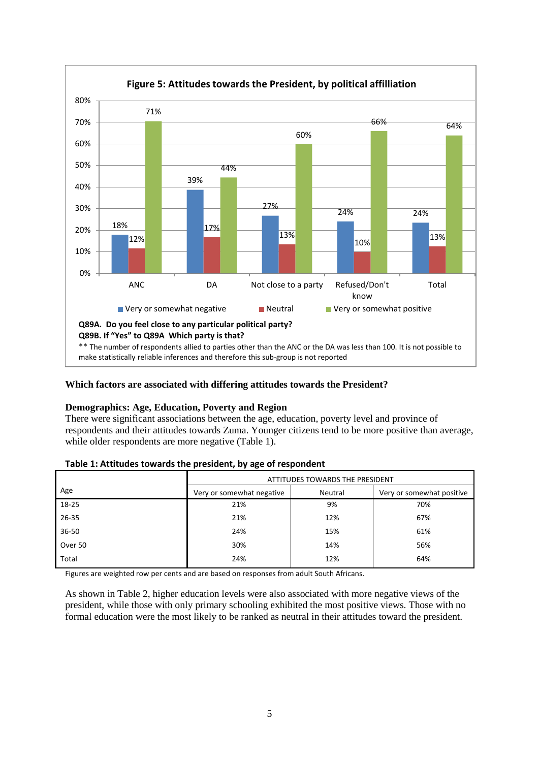**Figure 5: Attitudes towards the President, by political affilliation**

| | Very or somewhat negative | Neutral | Very or somewhat positive |
|---|---|---|---|
| ANC | 18% | 12% | 71% |
| DA | 39% | 17% | 44% |
| Not close to a party | 27% | 13% | 60% |
| Refused/Don't know | 24% | 10% | 66% |
| Total | 24% | 13% | 64% |

**Q89A. Do you feel close to any particular political party?**
**Q89B. If "Yes" to Q89A Which party is that?**

** The number of respondents allied to parties other than the ANC or the DA was less than 100. It is not possible to make statistically reliable inferences and therefore this sub-group is not reported

### Which factors are associated with differing attitudes towards the President?

#### Demographics: Age, Education, Poverty and Region

There were significant associations between the age, education, poverty level and province of respondents and their attitudes towards Zuma. Younger citizens tend to be more positive than average, while older respondents are more negative (Table 1).

**Table 1: Attitudes towards the president, by age of respondent**

| Age | ATTITUDES TOWARDS THE PRESIDENT | | |
|---|---|---|---|
| | Very or somewhat negative | Neutral | Very or somewhat positive |
| 18-25 | 21% | 9% | 70% |
| 26-35 | 21% | 12% | 67% |
| 36-50 | 24% | 15% | 61% |
| Over 50 | 30% | 14% | 56% |
| Total | 24% | 12% | 64% |

Figures are weighted row per cents and are based on responses from adult South Africans.

As shown in Table 2, higher education levels were also associated with more negative views of the president, while those with only primary schooling exhibited the most positive views. Those with no formal education were the most likely to be ranked as neutral in their attitudes toward the president.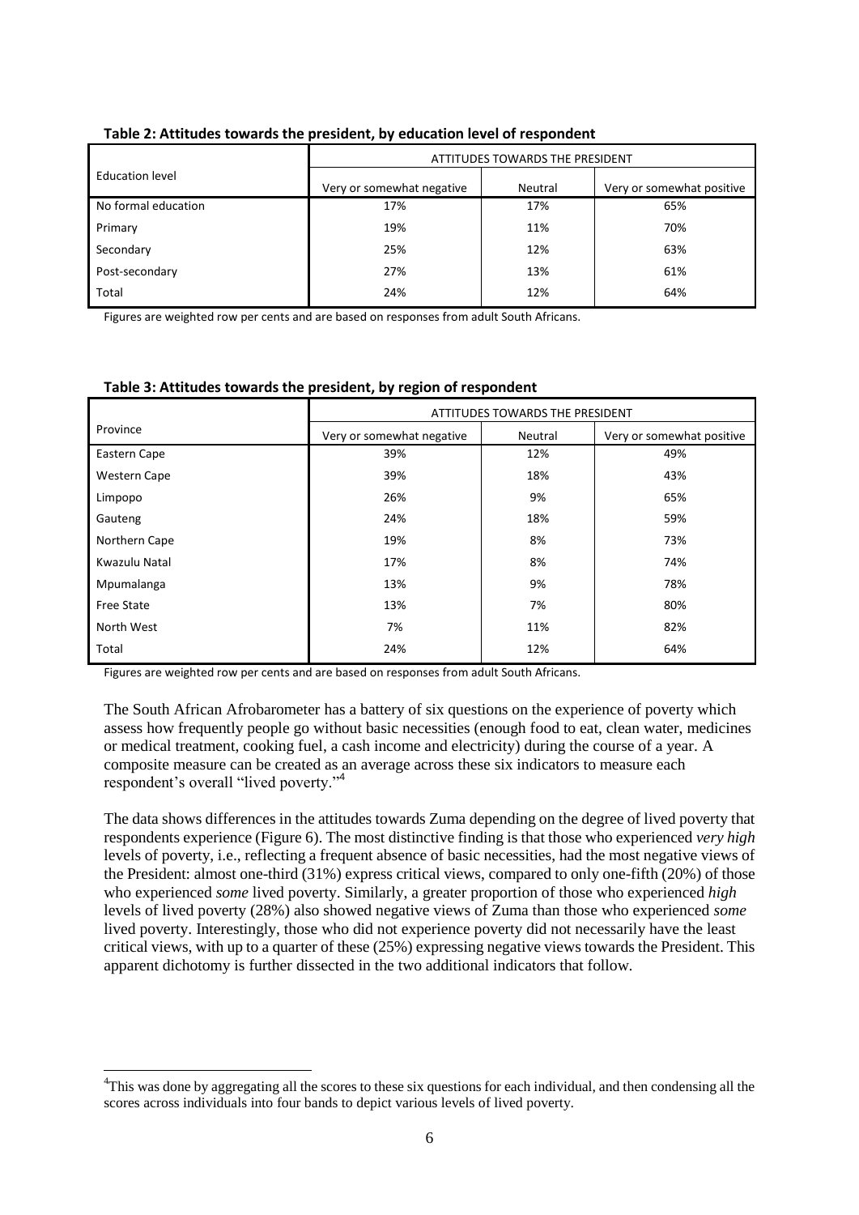**Table 2: Attitudes towards the president, by education level of respondent**

| Education level | ATTITUDES TOWARDS THE PRESIDENT | | |
|---|---|---|---|
| | Very or somewhat negative | Neutral | Very or somewhat positive |
| No formal education | 17% | 17% | 65% |
| Primary | 19% | 11% | 70% |
| Secondary | 25% | 12% | 63% |
| Post-secondary | 27% | 13% | 61% |
| Total | 24% | 12% | 64% |

Figures are weighted row per cents and are based on responses from adult South Africans.

**Table 3: Attitudes towards the president, by region of respondent**

| Province | ATTITUDES TOWARDS THE PRESIDENT | | |
|---|---|---|---|
| | Very or somewhat negative | Neutral | Very or somewhat positive |
| Eastern Cape | 39% | 12% | 49% |
| Western Cape | 39% | 18% | 43% |
| Limpopo | 26% | 9% | 65% |
| Gauteng | 24% | 18% | 59% |
| Northern Cape | 19% | 8% | 73% |
| Kwazulu Natal | 17% | 8% | 74% |
| Mpumalanga | 13% | 9% | 78% |
| Free State | 13% | 7% | 80% |
| North West | 7% | 11% | 82% |
| Total | 24% | 12% | 64% |

Figures are weighted row per cents and are based on responses from adult South Africans.

The South African Afrobarometer has a battery of six questions on the experience of poverty which assess how frequently people go without basic necessities (enough food to eat, clean water, medicines or medical treatment, cooking fuel, a cash income and electricity) during the course of a year. A composite measure can be created as an average across these six indicators to measure each respondent's overall "lived poverty."[4]

The data shows differences in the attitudes towards Zuma depending on the degree of lived poverty that respondents experience (Figure 6). The most distinctive finding is that those who experienced *very high* levels of poverty, i.e., reflecting a frequent absence of basic necessities, had the most negative views of the President: almost one-third (31%) express critical views, compared to only one-fifth (20%) of those who experienced *some* lived poverty. Similarly, a greater proportion of those who experienced *high* levels of lived poverty (28%) also showed negative views of Zuma than those who experienced *some* lived poverty. Interestingly, those who did not experience poverty did not necessarily have the least critical views, with up to a quarter of these (25%) expressing negative views towards the President. This apparent dichotomy is further dissected in the two additional indicators that follow.

[4] This was done by aggregating all the scores to these six questions for each individual, and then condensing all the scores across individuals into four bands to depict various levels of lived poverty.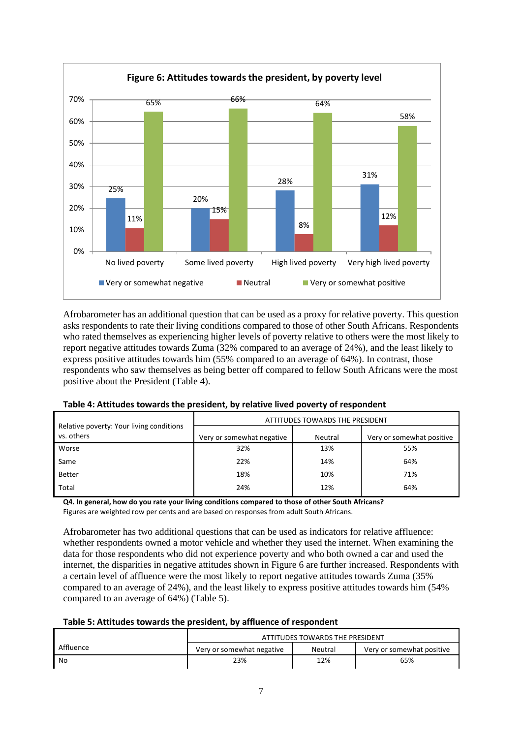**Figure 6: Attitudes towards the president, by poverty level**

| | Very or somewhat negative | Neutral | Very or somewhat positive |
|---|---|---|---|
| No lived poverty | 25% | 11% | 65% |
| Some lived poverty | 20% | 15% | 66% |
| High lived poverty | 28% | 8% | 64% |
| Very high lived poverty | 31% | 12% | 58% |

Afrobarometer has an additional question that can be used as a proxy for relative poverty. This question asks respondents to rate their living conditions compared to those of other South Africans. Respondents who rated themselves as experiencing higher levels of poverty relative to others were the most likely to report negative attitudes towards Zuma (32% compared to an average of 24%), and the least likely to express positive attitudes towards him (55% compared to an average of 64%). In contrast, those respondents who saw themselves as being better off compared to fellow South Africans were the most positive about the President (Table 4).

**Table 4: Attitudes towards the president, by relative lived poverty of respondent**

| Relative poverty: Your living conditions vs. others | ATTITUDES TOWARDS THE PRESIDENT | | |
|---|---|---|---|
| | Very or somewhat negative | Neutral | Very or somewhat positive |
| Worse | 32% | 13% | 55% |
| Same | 22% | 14% | 64% |
| Better | 18% | 10% | 71% |
| Total | 24% | 12% | 64% |

**Q4. In general, how do you rate your living conditions compared to those of other South Africans?**
Figures are weighted row per cents and are based on responses from adult South Africans.

Afrobarometer has two additional questions that can be used as indicators for relative affluence: whether respondents owned a motor vehicle and whether they used the internet. When examining the data for those respondents who did not experience poverty and who both owned a car and used the internet, the disparities in negative attitudes shown in Figure 6 are further increased. Respondents with a certain level of affluence were the most likely to report negative attitudes towards Zuma (35% compared to an average of 24%), and the least likely to express positive attitudes towards him (54% compared to an average of 64%) (Table 5).

**Table 5: Attitudes towards the president, by affluence of respondent**

| Affluence | ATTITUDES TOWARDS THE PRESIDENT | | |
|---|---|---|---|
| | Very or somewhat negative | Neutral | Very or somewhat positive |
| No | 23% | 12% | 65% |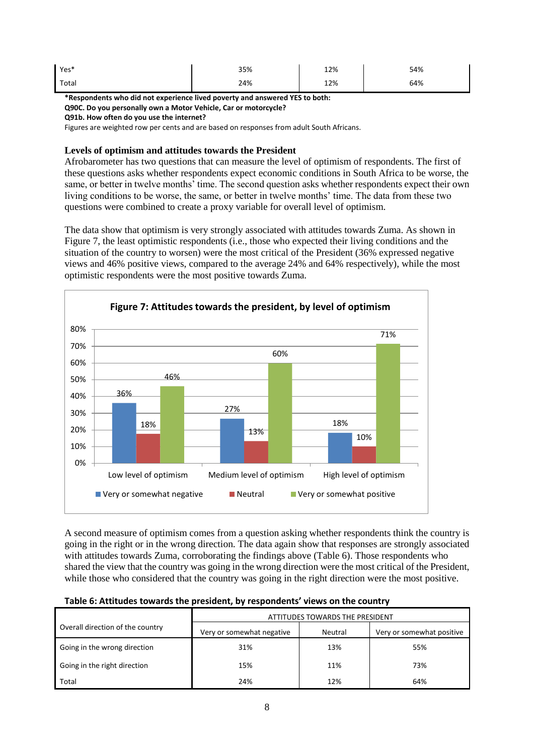| | | | |
|---|---|---|---|
| Yes* | 35% | 12% | 54% |
| Total | 24% | 12% | 64% |

**\*Respondents who did not experience lived poverty and answered YES to both:**
**Q90C. Do you personally own a Motor Vehicle, Car or motorcycle?**
**Q91b. How often do you use the internet?**
Figures are weighted row per cents and are based on responses from adult South Africans.

### Levels of optimism and attitudes towards the President

Afrobarometer has two questions that can measure the level of optimism of respondents. The first of these questions asks whether respondents expect economic conditions in South Africa to be worse, the same, or better in twelve months' time. The second question asks whether respondents expect their own living conditions to be worse, the same, or better in twelve months' time. The data from these two questions were combined to create a proxy variable for overall level of optimism.

The data show that optimism is very strongly associated with attitudes towards Zuma. As shown in Figure 7, the least optimistic respondents (i.e., those who expected their living conditions and the situation of the country to worsen) were the most critical of the President (36% expressed negative views and 46% positive views, compared to the average 24% and 64% respectively), while the most optimistic respondents were the most positive towards Zuma.

**Figure 7: Attitudes towards the president, by level of optimism**

| | Very or somewhat negative | Neutral | Very or somewhat positive |
|---|---|---|---|
| Low level of optimism | 36% | 18% | 46% |
| Medium level of optimism | 27% | 13% | 60% |
| High level of optimism | 18% | 10% | 71% |

A second measure of optimism comes from a question asking whether respondents think the country is going in the right or in the wrong direction. The data again show that responses are strongly associated with attitudes towards Zuma, corroborating the findings above (Table 6). Those respondents who shared the view that the country was going in the wrong direction were the most critical of the President, while those who considered that the country was going in the right direction were the most positive.

**Table 6: Attitudes towards the president, by respondents' views on the country**

| Overall direction of the country | ATTITUDES TOWARDS THE PRESIDENT | | |
|---|---|---|---|
| | Very or somewhat negative | Neutral | Very or somewhat positive |
| Going in the wrong direction | 31% | 13% | 55% |
| Going in the right direction | 15% | 11% | 73% |
| Total | 24% | 12% | 64% |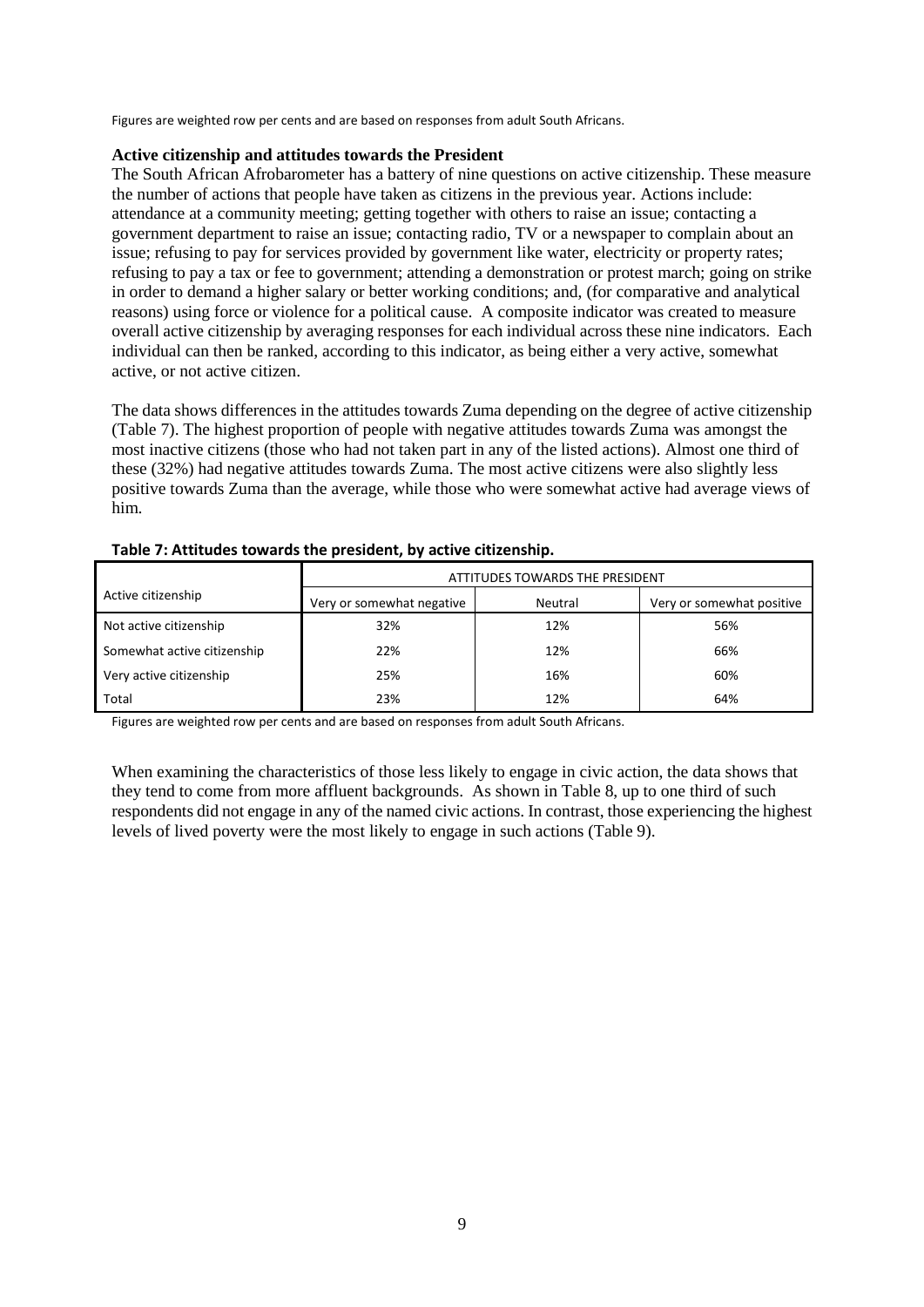Figures are weighted row per cents and are based on responses from adult South Africans.

**Active citizenship and attitudes towards the President**

The South African Afrobarometer has a battery of nine questions on active citizenship. These measure the number of actions that people have taken as citizens in the previous year. Actions include: attendance at a community meeting; getting together with others to raise an issue; contacting a government department to raise an issue; contacting radio, TV or a newspaper to complain about an issue; refusing to pay for services provided by government like water, electricity or property rates; refusing to pay a tax or fee to government; attending a demonstration or protest march; going on strike in order to demand a higher salary or better working conditions; and, (for comparative and analytical reasons) using force or violence for a political cause. A composite indicator was created to measure overall active citizenship by averaging responses for each individual across these nine indicators. Each individual can then be ranked, according to this indicator, as being either a very active, somewhat active, or not active citizen.

The data shows differences in the attitudes towards Zuma depending on the degree of active citizenship (Table 7). The highest proportion of people with negative attitudes towards Zuma was amongst the most inactive citizens (those who had not taken part in any of the listed actions). Almost one third of these (32%) had negative attitudes towards Zuma. The most active citizens were also slightly less positive towards Zuma than the average, while those who were somewhat active had average views of him.

**Table 7: Attitudes towards the president, by active citizenship.**

| Active citizenship | ATTITUDES TOWARDS THE PRESIDENT | | |
|---|---|---|---|
| | Very or somewhat negative | Neutral | Very or somewhat positive |
| Not active citizenship | 32% | 12% | 56% |
| Somewhat active citizenship | 22% | 12% | 66% |
| Very active citizenship | 25% | 16% | 60% |
| Total | 23% | 12% | 64% |

Figures are weighted row per cents and are based on responses from adult South Africans.

When examining the characteristics of those less likely to engage in civic action, the data shows that they tend to come from more affluent backgrounds. As shown in Table 8, up to one third of such respondents did not engage in any of the named civic actions. In contrast, those experiencing the highest levels of lived poverty were the most likely to engage in such actions (Table 9).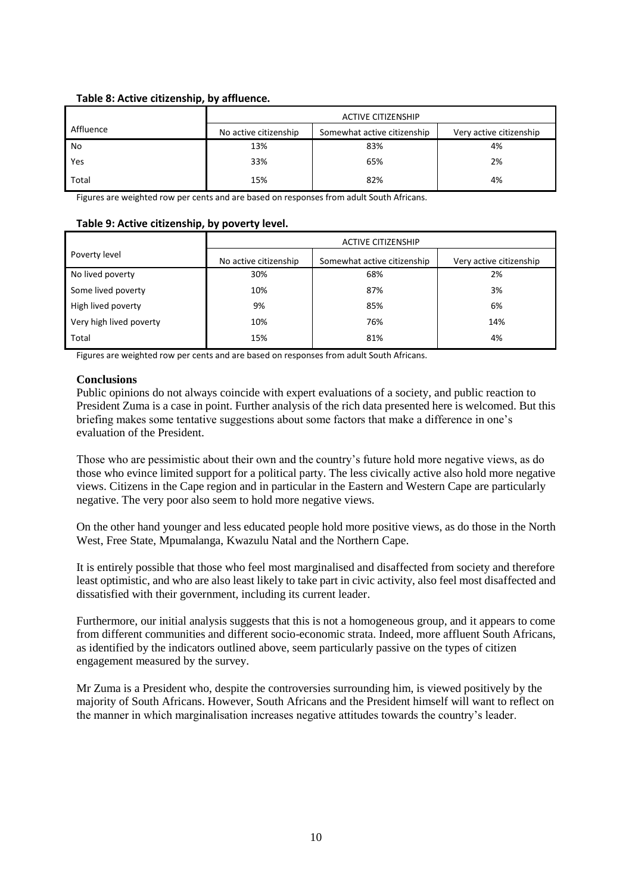**Table 8: Active citizenship, by affluence.**

| Affluence | ACTIVE CITIZENSHIP | | |
|---|---|---|---|
| | No active citizenship | Somewhat active citizenship | Very active citizenship |
| No | 13% | 83% | 4% |
| Yes | 33% | 65% | 2% |
| Total | 15% | 82% | 4% |

Figures are weighted row per cents and are based on responses from adult South Africans.

**Table 9: Active citizenship, by poverty level.**

| Poverty level | ACTIVE CITIZENSHIP | | |
|---|---|---|---|
| | No active citizenship | Somewhat active citizenship | Very active citizenship |
| No lived poverty | 30% | 68% | 2% |
| Some lived poverty | 10% | 87% | 3% |
| High lived poverty | 9% | 85% | 6% |
| Very high lived poverty | 10% | 76% | 14% |
| Total | 15% | 81% | 4% |

Figures are weighted row per cents and are based on responses from adult South Africans.

## Conclusions

Public opinions do not always coincide with expert evaluations of a society, and public reaction to President Zuma is a case in point. Further analysis of the rich data presented here is welcomed. But this briefing makes some tentative suggestions about some factors that make a difference in one's evaluation of the President.

Those who are pessimistic about their own and the country's future hold more negative views, as do those who evince limited support for a political party. The less civically active also hold more negative views. Citizens in the Cape region and in particular in the Eastern and Western Cape are particularly negative. The very poor also seem to hold more negative views.

On the other hand younger and less educated people hold more positive views, as do those in the North West, Free State, Mpumalanga, Kwazulu Natal and the Northern Cape.

It is entirely possible that those who feel most marginalised and disaffected from society and therefore least optimistic, and who are also least likely to take part in civic activity, also feel most disaffected and dissatisfied with their government, including its current leader.

Furthermore, our initial analysis suggests that this is not a homogeneous group, and it appears to come from different communities and different socio-economic strata. Indeed, more affluent South Africans, as identified by the indicators outlined above, seem particularly passive on the types of citizen engagement measured by the survey.

Mr Zuma is a President who, despite the controversies surrounding him, is viewed positively by the majority of South Africans. However, South Africans and the President himself will want to reflect on the manner in which marginalisation increases negative attitudes towards the country's leader.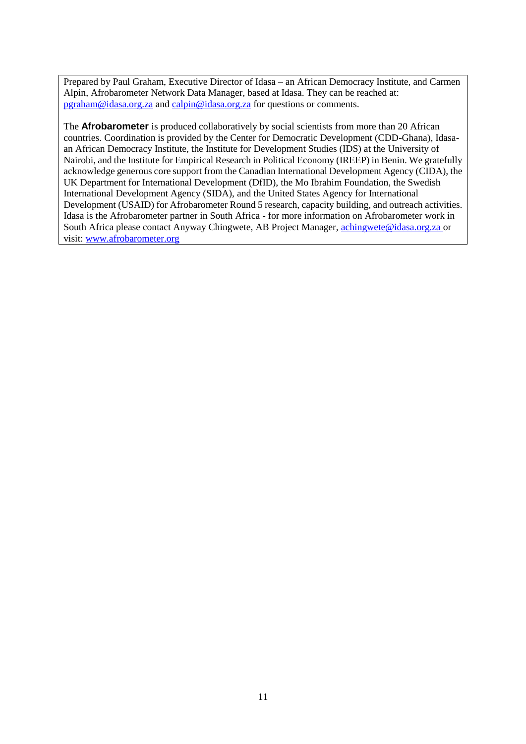Prepared by Paul Graham, Executive Director of Idasa – an African Democracy Institute, and Carmen Alpin, Afrobarometer Network Data Manager, based at Idasa. They can be reached at: pgraham@idasa.org.za and calpin@idasa.org.za for questions or comments.

The **Afrobarometer** is produced collaboratively by social scientists from more than 20 African countries. Coordination is provided by the Center for Democratic Development (CDD-Ghana), Idasa-an African Democracy Institute, the Institute for Development Studies (IDS) at the University of Nairobi, and the Institute for Empirical Research in Political Economy (IREEP) in Benin. We gratefully acknowledge generous core support from the Canadian International Development Agency (CIDA), the UK Department for International Development (DfID), the Mo Ibrahim Foundation, the Swedish International Development Agency (SIDA), and the United States Agency for International Development (USAID) for Afrobarometer Round 5 research, capacity building, and outreach activities. Idasa is the Afrobarometer partner in South Africa - for more information on Afrobarometer work in South Africa please contact Anyway Chingwete, AB Project Manager, achingwete@idasa.org.za or visit: www.afrobarometer.org